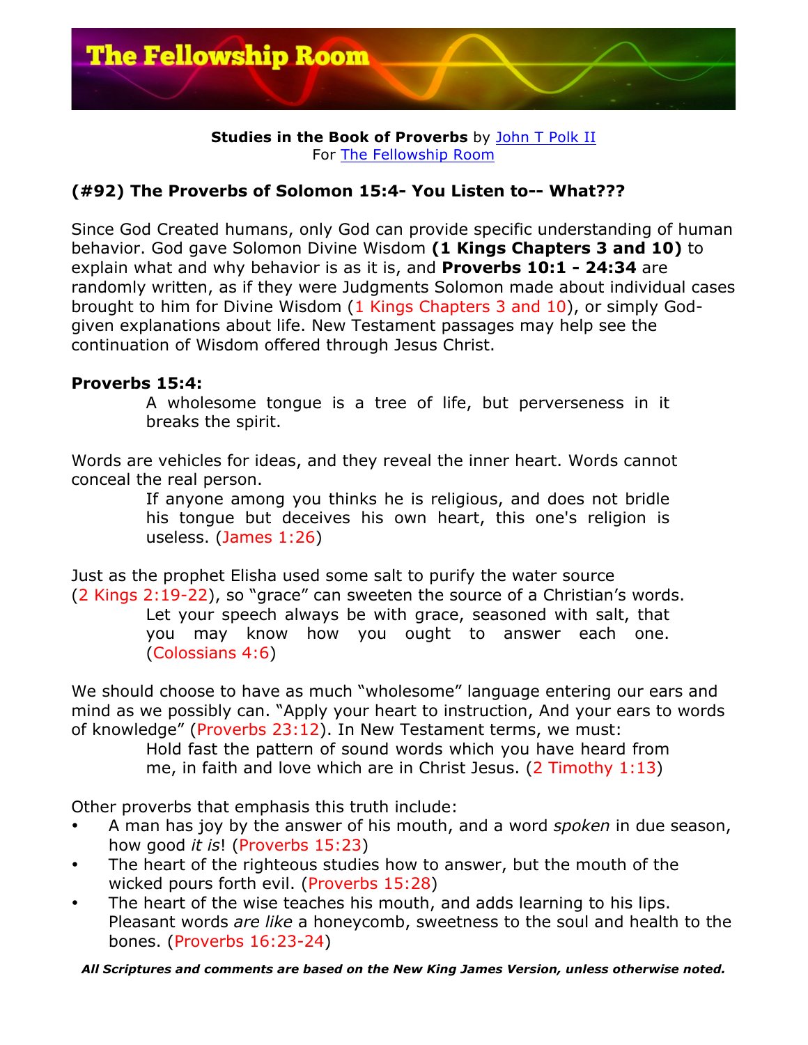**Studies in the Book of Proverbs** by John T Polk II
For The Fellowship Room

## (#92) The Proverbs of Solomon 15:4- You Listen to-- What???

Since God Created humans, only God can provide specific understanding of human behavior. God gave Solomon Divine Wisdom **(1 Kings Chapters 3 and 10)** to explain what and why behavior is as it is, and **Proverbs 10:1 - 24:34** are randomly written, as if they were Judgments Solomon made about individual cases brought to him for Divine Wisdom (1 Kings Chapters 3 and 10), or simply God-given explanations about life. New Testament passages may help see the continuation of Wisdom offered through Jesus Christ.

**Proverbs 15:4:**

> A wholesome tongue is a tree of life, but perverseness in it breaks the spirit.

Words are vehicles for ideas, and they reveal the inner heart. Words cannot conceal the real person.

> If anyone among you thinks he is religious, and does not bridle his tongue but deceives his own heart, this one's religion is useless. (James 1:26)

Just as the prophet Elisha used some salt to purify the water source (2 Kings 2:19-22), so "grace" can sweeten the source of a Christian's words.

> Let your speech always be with grace, seasoned with salt, that you may know how you ought to answer each one. (Colossians 4:6)

We should choose to have as much "wholesome" language entering our ears and mind as we possibly can. "Apply your heart to instruction, And your ears to words of knowledge" (Proverbs 23:12). In New Testament terms, we must:

> Hold fast the pattern of sound words which you have heard from me, in faith and love which are in Christ Jesus. (2 Timothy 1:13)

Other proverbs that emphasis this truth include:

- A man has joy by the answer of his mouth, and a word *spoken* in due season, how good *it is*! (Proverbs 15:23)
- The heart of the righteous studies how to answer, but the mouth of the wicked pours forth evil. (Proverbs 15:28)
- The heart of the wise teaches his mouth, and adds learning to his lips. Pleasant words *are like* a honeycomb, sweetness to the soul and health to the bones. (Proverbs 16:23-24)

***All Scriptures and comments are based on the New King James Version, unless otherwise noted.***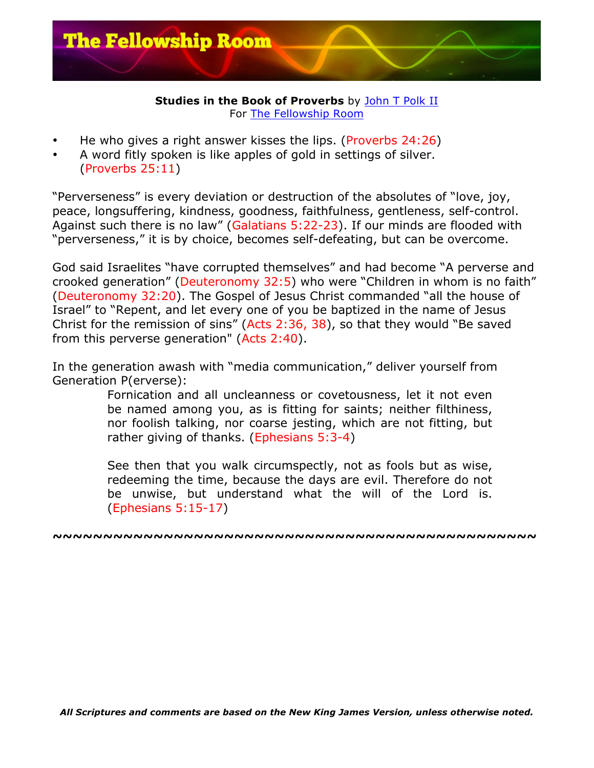**Studies in the Book of Proverbs** by John T Polk II
For The Fellowship Room

- He who gives a right answer kisses the lips. (Proverbs 24:26)
- A word fitly spoken is like apples of gold in settings of silver. (Proverbs 25:11)

"Perverseness" is every deviation or destruction of the absolutes of "love, joy, peace, longsuffering, kindness, goodness, faithfulness, gentleness, self-control. Against such there is no law" (Galatians 5:22-23). If our minds are flooded with "perverseness," it is by choice, becomes self-defeating, but can be overcome.

God said Israelites "have corrupted themselves" and had become "A perverse and crooked generation" (Deuteronomy 32:5) who were "Children in whom is no faith" (Deuteronomy 32:20). The Gospel of Jesus Christ commanded "all the house of Israel" to "Repent, and let every one of you be baptized in the name of Jesus Christ for the remission of sins" (Acts 2:36, 38), so that they would "Be saved from this perverse generation" (Acts 2:40).

In the generation awash with "media communication," deliver yourself from Generation P(erverse):

> Fornication and all uncleanness or covetousness, let it not even be named among you, as is fitting for saints; neither filthiness, nor foolish talking, nor coarse jesting, which are not fitting, but rather giving of thanks. (Ephesians 5:3-4)

> See then that you walk circumspectly, not as fools but as wise, redeeming the time, because the days are evil. Therefore do not be unwise, but understand what the will of the Lord is. (Ephesians 5:15-17)

~~~~~~~~~~~~~~~~~~~~~~~~~~~~~~~~~~~~~~~~~~~~~~~~~~~~~

***All Scriptures and comments are based on the New King James Version, unless otherwise noted.***